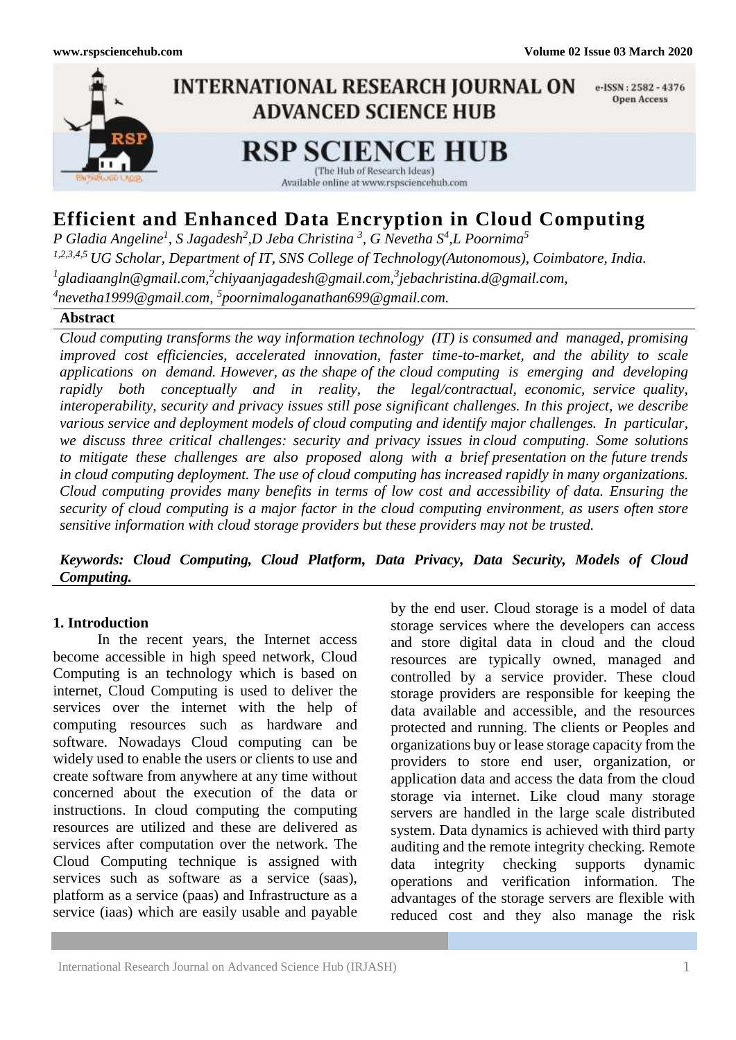# Efficient and Enhanced Data Encryption in Cloud Computing

*P Gladia Angeline[1], S Jagadesh[2], D Jeba Christina [3], G Nevetha S[4], L Poornima[5]*

*[1,2,3,4,5] UG Scholar, Department of IT, SNS College of Technology(Autonomous), Coimbatore, India.*

*[1]gladiaangln@gmail.com,[2]chiyaanjagadesh@gmail.com,[3]jebachristina.d@gmail.com,*

*[4]nevetha1999@gmail.com, [5]poornimaloganathan699@gmail.com.*

**Abstract**

*Cloud computing transforms the way information technology (IT) is consumed and managed, promising improved cost efficiencies, accelerated innovation, faster time-to-market, and the ability to scale applications on demand. However, as the shape of the cloud computing is emerging and developing rapidly both conceptually and in reality, the legal/contractual, economic, service quality, interoperability, security and privacy issues still pose significant challenges. In this project, we describe various service and deployment models of cloud computing and identify major challenges. In particular, we discuss three critical challenges: security and privacy issues in cloud computing. Some solutions to mitigate these challenges are also proposed along with a brief presentation on the future trends in cloud computing deployment. The use of cloud computing has increased rapidly in many organizations. Cloud computing provides many benefits in terms of low cost and accessibility of data. Ensuring the security of cloud computing is a major factor in the cloud computing environment, as users often store sensitive information with cloud storage providers but these providers may not be trusted.*

***Keywords: Cloud Computing, Cloud Platform, Data Privacy, Data Security, Models of Cloud Computing.***

## 1. Introduction

In the recent years, the Internet access become accessible in high speed network, Cloud Computing is an technology which is based on internet, Cloud Computing is used to deliver the services over the internet with the help of computing resources such as hardware and software. Nowadays Cloud computing can be widely used to enable the users or clients to use and create software from anywhere at any time without concerned about the execution of the data or instructions. In cloud computing the computing resources are utilized and these are delivered as services after computation over the network. The Cloud Computing technique is assigned with services such as software as a service (saas), platform as a service (paas) and Infrastructure as a service (iaas) which are easily usable and payable by the end user. Cloud storage is a model of data storage services where the developers can access and store digital data in cloud and the cloud resources are typically owned, managed and controlled by a service provider. These cloud storage providers are responsible for keeping the data available and accessible, and the resources protected and running. The clients or Peoples and organizations buy or lease storage capacity from the providers to store end user, organization, or application data and access the data from the cloud storage via internet. Like cloud many storage servers are handled in the large scale distributed system. Data dynamics is achieved with third party auditing and the remote integrity checking. Remote data integrity checking supports dynamic operations and verification information. The advantages of the storage servers are flexible with reduced cost and they also manage the risk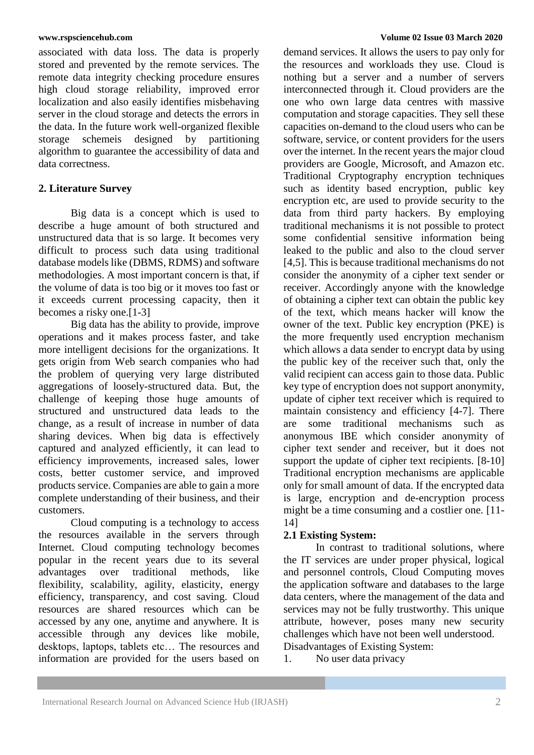associated with data loss. The data is properly stored and prevented by the remote services. The remote data integrity checking procedure ensures high cloud storage reliability, improved error localization and also easily identifies misbehaving server in the cloud storage and detects the errors in the data. In the future work well-organized flexible storage schemeis designed by partitioning algorithm to guarantee the accessibility of data and data correctness.

## 2. Literature Survey

Big data is a concept which is used to describe a huge amount of both structured and unstructured data that is so large. It becomes very difficult to process such data using traditional database models like (DBMS, RDMS) and software methodologies. A most important concern is that, if the volume of data is too big or it moves too fast or it exceeds current processing capacity, then it becomes a risky one.[1-3]

Big data has the ability to provide, improve operations and it makes process faster, and take more intelligent decisions for the organizations. It gets origin from Web search companies who had the problem of querying very large distributed aggregations of loosely-structured data. But, the challenge of keeping those huge amounts of structured and unstructured data leads to the change, as a result of increase in number of data sharing devices. When big data is effectively captured and analyzed efficiently, it can lead to efficiency improvements, increased sales, lower costs, better customer service, and improved products service. Companies are able to gain a more complete understanding of their business, and their customers.

Cloud computing is a technology to access the resources available in the servers through Internet. Cloud computing technology becomes popular in the recent years due to its several advantages over traditional methods, like flexibility, scalability, agility, elasticity, energy efficiency, transparency, and cost saving. Cloud resources are shared resources which can be accessed by any one, anytime and anywhere. It is accessible through any devices like mobile, desktops, laptops, tablets etc… The resources and information are provided for the users based on demand services. It allows the users to pay only for the resources and workloads they use. Cloud is nothing but a server and a number of servers interconnected through it. Cloud providers are the one who own large data centres with massive computation and storage capacities. They sell these capacities on-demand to the cloud users who can be software, service, or content providers for the users over the internet. In the recent years the major cloud providers are Google, Microsoft, and Amazon etc. Traditional Cryptography encryption techniques such as identity based encryption, public key encryption etc, are used to provide security to the data from third party hackers. By employing traditional mechanisms it is not possible to protect some confidential sensitive information being leaked to the public and also to the cloud server [4,5]. This is because traditional mechanisms do not consider the anonymity of a cipher text sender or receiver. Accordingly anyone with the knowledge of obtaining a cipher text can obtain the public key of the text, which means hacker will know the owner of the text. Public key encryption (PKE) is the more frequently used encryption mechanism which allows a data sender to encrypt data by using the public key of the receiver such that, only the valid recipient can access gain to those data. Public key type of encryption does not support anonymity, update of cipher text receiver which is required to maintain consistency and efficiency [4-7]. There are some traditional mechanisms such as anonymous IBE which consider anonymity of cipher text sender and receiver, but it does not support the update of cipher text recipients. [8-10] Traditional encryption mechanisms are applicable only for small amount of data. If the encrypted data is large, encryption and de-encryption process might be a time consuming and a costlier one. [11-14]

### 2.1 Existing System:

In contrast to traditional solutions, where the IT services are under proper physical, logical and personnel controls, Cloud Computing moves the application software and databases to the large data centers, where the management of the data and services may not be fully trustworthy. This unique attribute, however, poses many new security challenges which have not been well understood.

Disadvantages of Existing System:

1. No user data privacy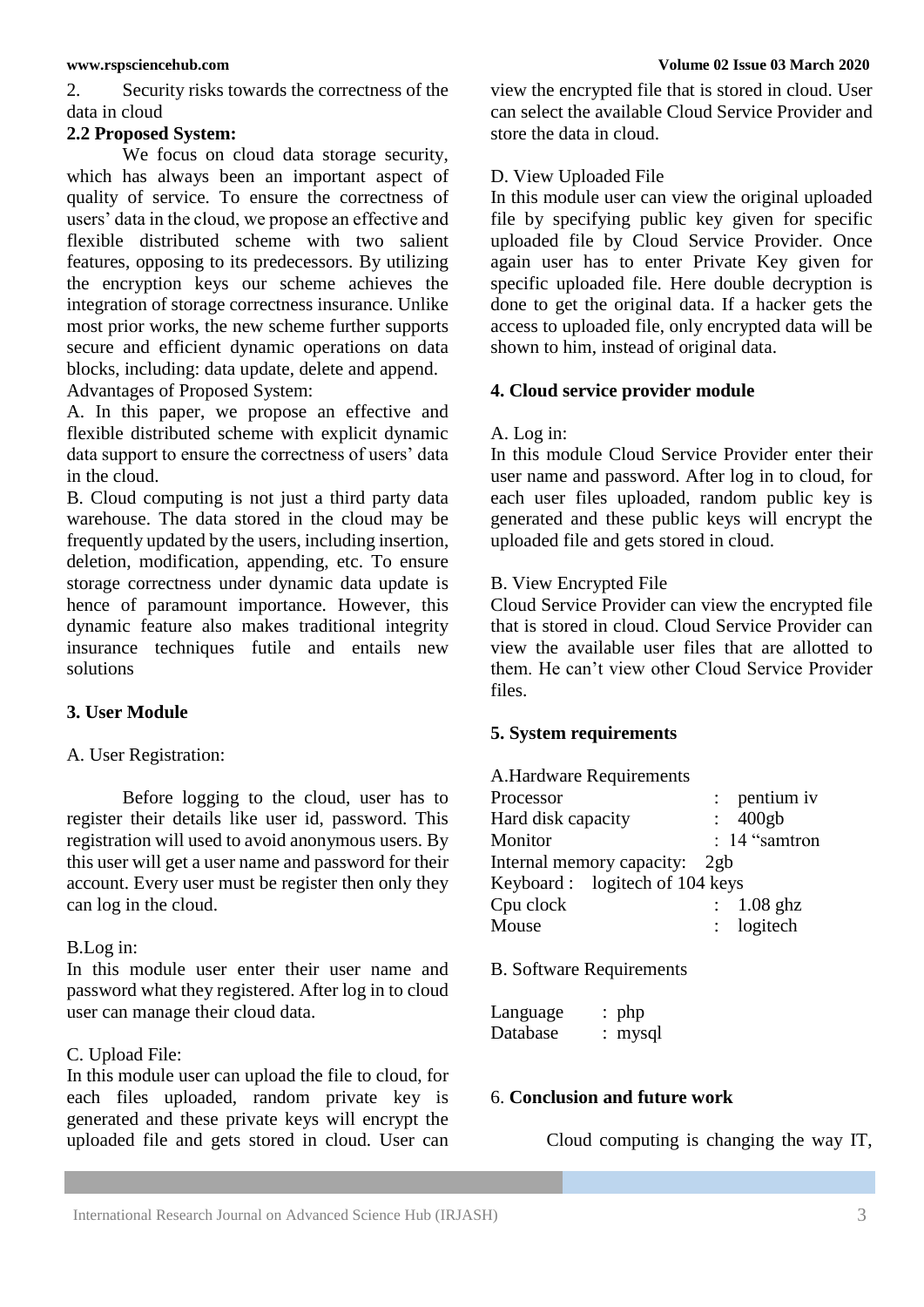2. Security risks towards the correctness of the data in cloud

### 2.2 Proposed System:

We focus on cloud data storage security, which has always been an important aspect of quality of service. To ensure the correctness of users' data in the cloud, we propose an effective and flexible distributed scheme with two salient features, opposing to its predecessors. By utilizing the encryption keys our scheme achieves the integration of storage correctness insurance. Unlike most prior works, the new scheme further supports secure and efficient dynamic operations on data blocks, including: data update, delete and append.

Advantages of Proposed System:

A. In this paper, we propose an effective and flexible distributed scheme with explicit dynamic data support to ensure the correctness of users' data in the cloud.

B. Cloud computing is not just a third party data warehouse. The data stored in the cloud may be frequently updated by the users, including insertion, deletion, modification, appending, etc. To ensure storage correctness under dynamic data update is hence of paramount importance. However, this dynamic feature also makes traditional integrity insurance techniques futile and entails new solutions

## 3. User Module

A. User Registration:

Before logging to the cloud, user has to register their details like user id, password. This registration will used to avoid anonymous users. By this user will get a user name and password for their account. Every user must be register then only they can log in the cloud.

B.Log in:

In this module user enter their user name and password what they registered. After log in to cloud user can manage their cloud data.

C. Upload File:

In this module user can upload the file to cloud, for each files uploaded, random private key is generated and these private keys will encrypt the uploaded file and gets stored in cloud. User can view the encrypted file that is stored in cloud. User can select the available Cloud Service Provider and store the data in cloud.

D. View Uploaded File

In this module user can view the original uploaded file by specifying public key given for specific uploaded file by Cloud Service Provider. Once again user has to enter Private Key given for specific uploaded file. Here double decryption is done to get the original data. If a hacker gets the access to uploaded file, only encrypted data will be shown to him, instead of original data.

## 4. Cloud service provider module

A. Log in:

In this module Cloud Service Provider enter their user name and password. After log in to cloud, for each user files uploaded, random public key is generated and these public keys will encrypt the uploaded file and gets stored in cloud.

B. View Encrypted File

Cloud Service Provider can view the encrypted file that is stored in cloud. Cloud Service Provider can view the available user files that are allotted to them. He can't view other Cloud Service Provider files.

## 5. System requirements

A.Hardware Requirements

Processor : pentium iv
Hard disk capacity : 400gb
Monitor : 14 "samtron
Internal memory capacity: 2gb
Keyboard : logitech of 104 keys
Cpu clock : 1.08 ghz
Mouse : logitech

B. Software Requirements

Language : php
Database : mysql

## 6. Conclusion and future work

Cloud computing is changing the way IT,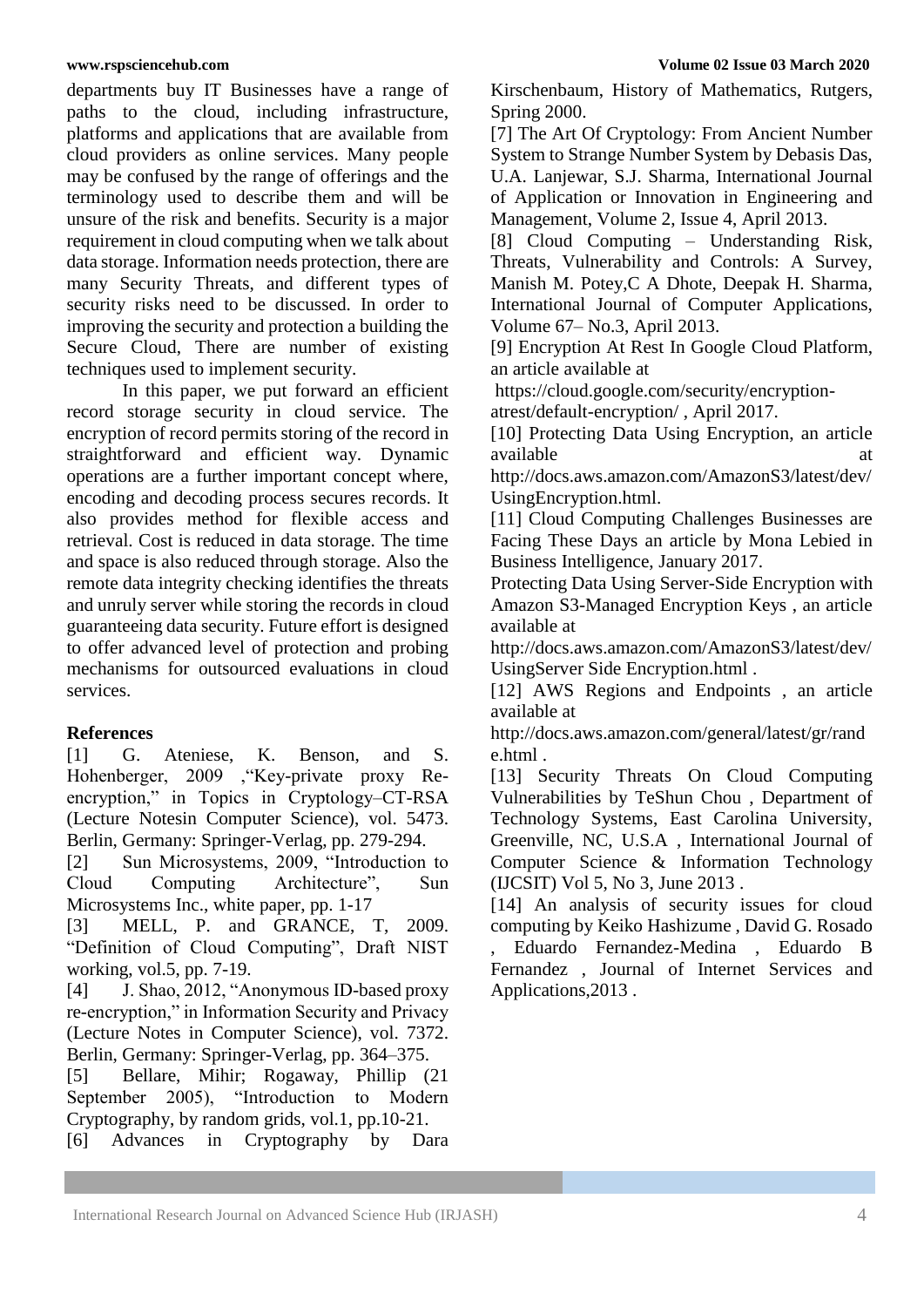departments buy IT Businesses have a range of paths to the cloud, including infrastructure, platforms and applications that are available from cloud providers as online services. Many people may be confused by the range of offerings and the terminology used to describe them and will be unsure of the risk and benefits. Security is a major requirement in cloud computing when we talk about data storage. Information needs protection, there are many Security Threats, and different types of security risks need to be discussed. In order to improving the security and protection a building the Secure Cloud, There are number of existing techniques used to implement security.

In this paper, we put forward an efficient record storage security in cloud service. The encryption of record permits storing of the record in straightforward and efficient way. Dynamic operations are a further important concept where, encoding and decoding process secures records. It also provides method for flexible access and retrieval. Cost is reduced in data storage. The time and space is also reduced through storage. Also the remote data integrity checking identifies the threats and unruly server while storing the records in cloud guaranteeing data security. Future effort is designed to offer advanced level of protection and probing mechanisms for outsourced evaluations in cloud services.

## References

[1] G. Ateniese, K. Benson, and S. Hohenberger, 2009 ,"Key-private proxy Re-encryption," in Topics in Cryptology–CT-RSA (Lecture Notesin Computer Science), vol. 5473. Berlin, Germany: Springer-Verlag, pp. 279-294.

[2] Sun Microsystems, 2009, "Introduction to Cloud Computing Architecture", Sun Microsystems Inc., white paper, pp. 1-17

[3] MELL, P. and GRANCE, T, 2009. "Definition of Cloud Computing", Draft NIST working, vol.5, pp. 7-19.

[4] J. Shao, 2012, "Anonymous ID-based proxy re-encryption," in Information Security and Privacy (Lecture Notes in Computer Science), vol. 7372. Berlin, Germany: Springer-Verlag, pp. 364–375.

[5] Bellare, Mihir; Rogaway, Phillip (21 September 2005), "Introduction to Modern Cryptography, by random grids, vol.1, pp.10-21.

[6] Advances in Cryptography by Dara Kirschenbaum, History of Mathematics, Rutgers, Spring 2000.

[7] The Art Of Cryptology: From Ancient Number System to Strange Number System by Debasis Das, U.A. Lanjewar, S.J. Sharma, International Journal of Application or Innovation in Engineering and Management, Volume 2, Issue 4, April 2013.

[8] Cloud Computing – Understanding Risk, Threats, Vulnerability and Controls: A Survey, Manish M. Potey,C A Dhote, Deepak H. Sharma, International Journal of Computer Applications, Volume 67– No.3, April 2013.

[9] Encryption At Rest In Google Cloud Platform, an article available at https://cloud.google.com/security/encryption-atrest/default-encryption/ , April 2017.

[10] Protecting Data Using Encryption, an article available at http://docs.aws.amazon.com/AmazonS3/latest/dev/UsingEncryption.html.

[11] Cloud Computing Challenges Businesses are Facing These Days an article by Mona Lebied in Business Intelligence, January 2017.

Protecting Data Using Server-Side Encryption with Amazon S3-Managed Encryption Keys , an article available at http://docs.aws.amazon.com/AmazonS3/latest/dev/UsingServer Side Encryption.html .

[12] AWS Regions and Endpoints , an article available at http://docs.aws.amazon.com/general/latest/gr/rande.html .

[13] Security Threats On Cloud Computing Vulnerabilities by TeShun Chou , Department of Technology Systems, East Carolina University, Greenville, NC, U.S.A , International Journal of Computer Science & Information Technology (IJCSIT) Vol 5, No 3, June 2013 .

[14] An analysis of security issues for cloud computing by Keiko Hashizume , David G. Rosado , Eduardo Fernandez-Medina , Eduardo B Fernandez , Journal of Internet Services and Applications,2013 .